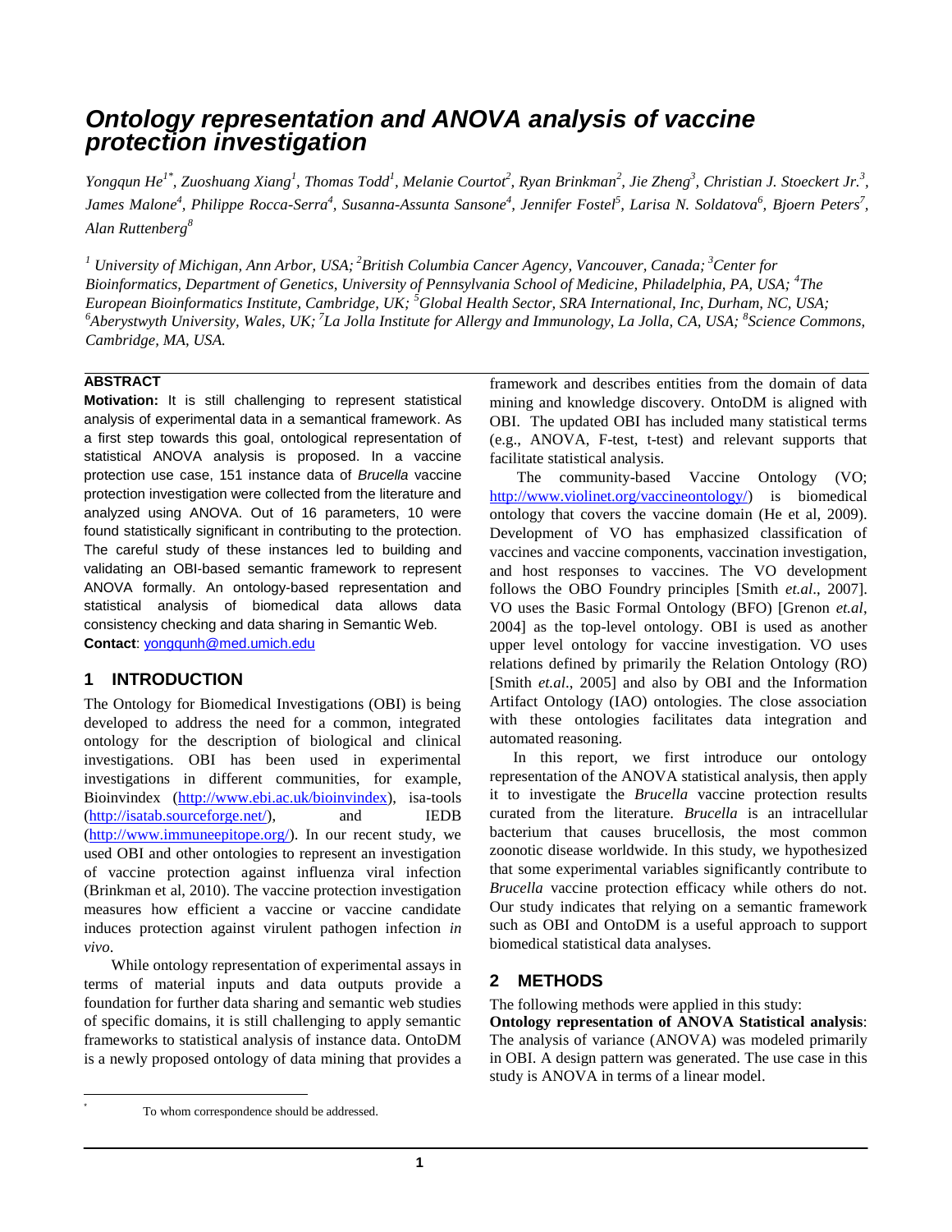# Ontology representation and ANOVA analysis of vaccine protection investigation

*Yongqun He[1*], Zuoshuang Xiang[1], Thomas Todd[1], Melanie Courtot[2], Ryan Brinkman[2], Jie Zheng[3], Christian J. Stoeckert Jr.[3], James Malone[4], Philippe Rocca-Serra[4], Susanna-Assunta Sansone[4], Jennifer Fostel[5], Larisa N. Soldatova[6], Bjoern Peters[7], Alan Ruttenberg[8]*

*[1] University of Michigan, Ann Arbor, USA; [2]British Columbia Cancer Agency, Vancouver, Canada; [3]Center for Bioinformatics, Department of Genetics, University of Pennsylvania School of Medicine, Philadelphia, PA, USA; [4]The European Bioinformatics Institute, Cambridge, UK; [5]Global Health Sector, SRA International, Inc, Durham, NC, USA; [6]Aberystwyth University, Wales, UK; [7]La Jolla Institute for Allergy and Immunology, La Jolla, CA, USA; [8]Science Commons, Cambridge, MA, USA.*

## ABSTRACT

**Motivation:** It is still challenging to represent statistical analysis of experimental data in a semantical framework. As a first step towards this goal, ontological representation of statistical ANOVA analysis is proposed. In a vaccine protection use case, 151 instance data of *Brucella* vaccine protection investigation were collected from the literature and analyzed using ANOVA. Out of 16 parameters, 10 were found statistically significant in contributing to the protection. The careful study of these instances led to building and validating an OBI-based semantic framework to represent ANOVA formally. An ontology-based representation and statistical analysis of biomedical data allows data consistency checking and data sharing in Semantic Web.

**Contact**: yongqunh@med.umich.edu

## 1 INTRODUCTION

The Ontology for Biomedical Investigations (OBI) is being developed to address the need for a common, integrated ontology for the description of biological and clinical investigations. OBI has been used in experimental investigations in different communities, for example, Bioinvindex (http://www.ebi.ac.uk/bioinvindex), isa-tools (http://isatab.sourceforge.net/), and IEDB (http://www.immuneepitope.org/). In our recent study, we used OBI and other ontologies to represent an investigation of vaccine protection against influenza viral infection (Brinkman et al, 2010). The vaccine protection investigation measures how efficient a vaccine or vaccine candidate induces protection against virulent pathogen infection *in vivo*.

While ontology representation of experimental assays in terms of material inputs and data outputs provide a foundation for further data sharing and semantic web studies of specific domains, it is still challenging to apply semantic frameworks to statistical analysis of instance data. OntoDM is a newly proposed ontology of data mining that provides a framework and describes entities from the domain of data mining and knowledge discovery. OntoDM is aligned with OBI. The updated OBI has included many statistical terms (e.g., ANOVA, F-test, t-test) and relevant supports that facilitate statistical analysis.

The community-based Vaccine Ontology (VO; http://www.violinet.org/vaccineontology/) is biomedical ontology that covers the vaccine domain (He et al, 2009). Development of VO has emphasized classification of vaccines and vaccine components, vaccination investigation, and host responses to vaccines. The VO development follows the OBO Foundry principles [Smith *et.al*., 2007]. VO uses the Basic Formal Ontology (BFO) [Grenon *et.al*, 2004] as the top-level ontology. OBI is used as another upper level ontology for vaccine investigation. VO uses relations defined by primarily the Relation Ontology (RO) [Smith *et.al*., 2005] and also by OBI and the Information Artifact Ontology (IAO) ontologies. The close association with these ontologies facilitates data integration and automated reasoning.

In this report, we first introduce our ontology representation of the ANOVA statistical analysis, then apply it to investigate the *Brucella* vaccine protection results curated from the literature. *Brucella* is an intracellular bacterium that causes brucellosis, the most common zoonotic disease worldwide. In this study, we hypothesized that some experimental variables significantly contribute to *Brucella* vaccine protection efficacy while others do not. Our study indicates that relying on a semantic framework such as OBI and OntoDM is a useful approach to support biomedical statistical data analyses.

## 2 METHODS

The following methods were applied in this study:

**Ontology representation of ANOVA Statistical analysis**: The analysis of variance (ANOVA) was modeled primarily in OBI. A design pattern was generated. The use case in this study is ANOVA in terms of a linear model.

* To whom correspondence should be addressed.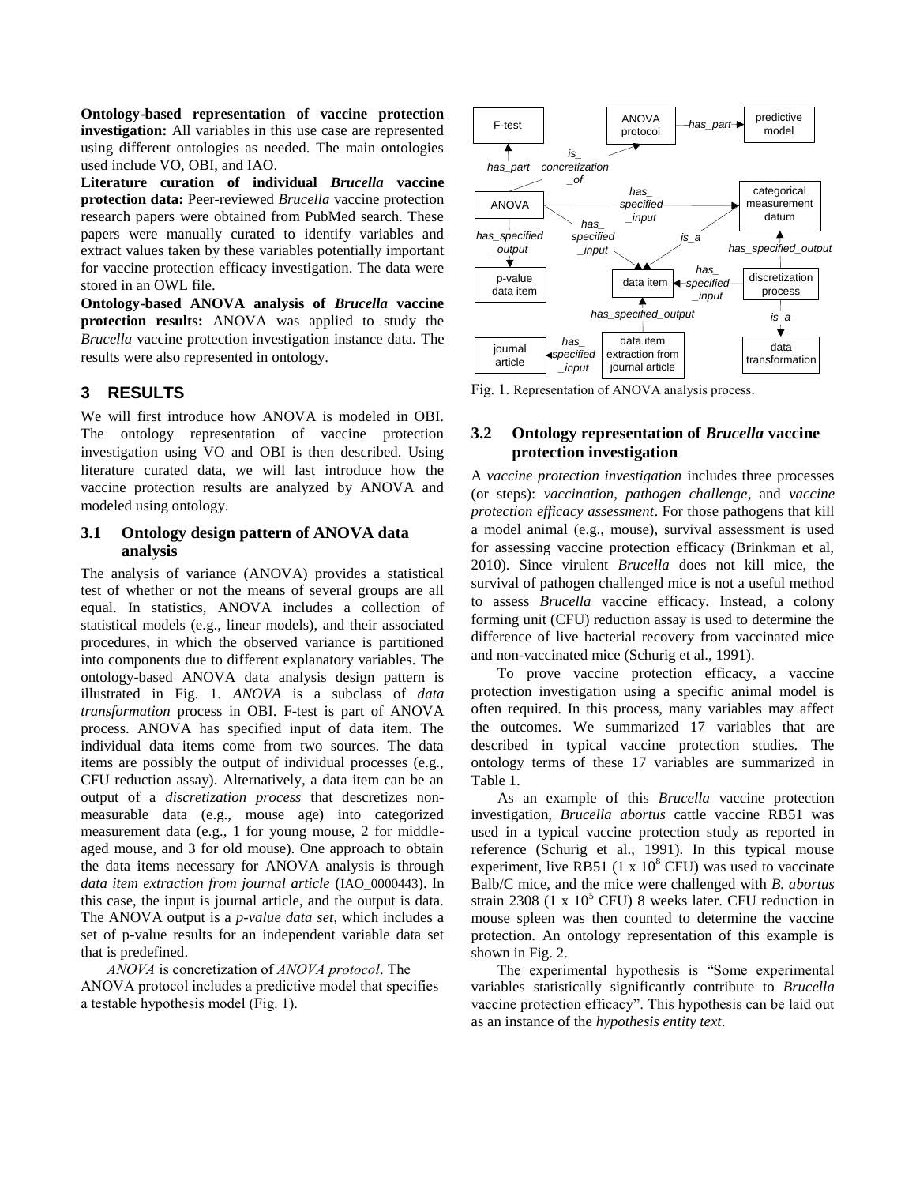**Ontology-based representation of vaccine protection investigation:** All variables in this use case are represented using different ontologies as needed. The main ontologies used include VO, OBI, and IAO.

**Literature curation of individual *Brucella* vaccine protection data:** Peer-reviewed *Brucella* vaccine protection research papers were obtained from PubMed search. These papers were manually curated to identify variables and extract values taken by these variables potentially important for vaccine protection efficacy investigation. The data were stored in an OWL file.

**Ontology-based ANOVA analysis of *Brucella* vaccine protection results:** ANOVA was applied to study the *Brucella* vaccine protection investigation instance data. The results were also represented in ontology.

## 3 RESULTS

We will first introduce how ANOVA is modeled in OBI. The ontology representation of vaccine protection investigation using VO and OBI is then described. Using literature curated data, we will last introduce how the vaccine protection results are analyzed by ANOVA and modeled using ontology.

### 3.1 Ontology design pattern of ANOVA data analysis

The analysis of variance (ANOVA) provides a statistical test of whether or not the means of several groups are all equal. In statistics, ANOVA includes a collection of statistical models (e.g., linear models), and their associated procedures, in which the observed variance is partitioned into components due to different explanatory variables. The ontology-based ANOVA data analysis design pattern is illustrated in Fig. 1. *ANOVA* is a subclass of *data transformation* process in OBI. F-test is part of ANOVA process. ANOVA has specified input of data item. The individual data items come from two sources. The data items are possibly the output of individual processes (e.g., CFU reduction assay). Alternatively, a data item can be an output of a *discretization process* that descretizes non-measurable data (e.g., mouse age) into categorized measurement data (e.g., 1 for young mouse, 2 for middle-aged mouse, and 3 for old mouse). One approach to obtain the data items necessary for ANOVA analysis is through *data item extraction from journal article* (IAO_0000443). In this case, the input is journal article, and the output is data. The ANOVA output is a *p-value data set*, which includes a set of p-value results for an independent variable data set that is predefined.

*ANOVA* is concretization of *ANOVA protocol*. The ANOVA protocol includes a predictive model that specifies a testable hypothesis model (Fig. 1).

Fig. 1. Representation of ANOVA analysis process.

### 3.2 Ontology representation of *Brucella* vaccine protection investigation

A *vaccine protection investigation* includes three processes (or steps): *vaccination*, *pathogen challenge*, and *vaccine protection efficacy assessment*. For those pathogens that kill a model animal (e.g., mouse), survival assessment is used for assessing vaccine protection efficacy (Brinkman et al, 2010). Since virulent *Brucella* does not kill mice, the survival of pathogen challenged mice is not a useful method to assess *Brucella* vaccine efficacy. Instead, a colony forming unit (CFU) reduction assay is used to determine the difference of live bacterial recovery from vaccinated mice and non-vaccinated mice (Schurig et al., 1991).

To prove vaccine protection efficacy, a vaccine protection investigation using a specific animal model is often required. In this process, many variables may affect the outcomes. We summarized 17 variables that are described in typical vaccine protection studies. The ontology terms of these 17 variables are summarized in Table 1.

As an example of this *Brucella* vaccine protection investigation, *Brucella abortus* cattle vaccine RB51 was used in a typical vaccine protection study as reported in reference (Schurig et al., 1991). In this typical mouse experiment, live RB51 ($1 \times 10^8$ CFU) was used to vaccinate Balb/C mice, and the mice were challenged with *B. abortus* strain 2308 ($1 \times 10^5$ CFU) 8 weeks later. CFU reduction in mouse spleen was then counted to determine the vaccine protection. An ontology representation of this example is shown in Fig. 2.

The experimental hypothesis is "Some experimental variables statistically significantly contribute to *Brucella* vaccine protection efficacy". This hypothesis can be laid out as an instance of the *hypothesis entity text*.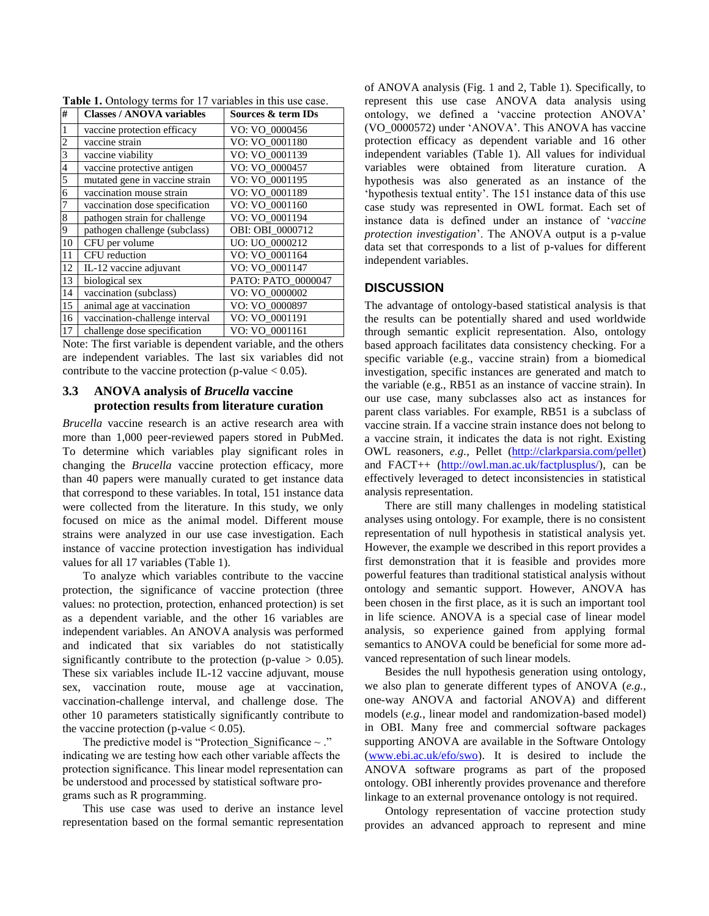**Table 1.** Ontology terms for 17 variables in this use case.

| # | Classes / ANOVA variables | Sources & term IDs |
|---|---|---|
| 1 | vaccine protection efficacy | VO: VO_0000456 |
| 2 | vaccine strain | VO: VO_0001180 |
| 3 | vaccine viability | VO: VO_0001139 |
| 4 | vaccine protective antigen | VO: VO_0000457 |
| 5 | mutated gene in vaccine strain | VO: VO_0001195 |
| 6 | vaccination mouse strain | VO: VO_0001189 |
| 7 | vaccination dose specification | VO: VO_0001160 |
| 8 | pathogen strain for challenge | VO: VO_0001194 |
| 9 | pathogen challenge (subclass) | OBI: OBI_0000712 |
| 10 | CFU per volume | UO: UO_0000212 |
| 11 | CFU reduction | VO: VO_0001164 |
| 12 | IL-12 vaccine adjuvant | VO: VO_0001147 |
| 13 | biological sex | PATO: PATO_0000047 |
| 14 | vaccination (subclass) | VO: VO_0000002 |
| 15 | animal age at vaccination | VO: VO_0000897 |
| 16 | vaccination-challenge interval | VO: VO_0001191 |
| 17 | challenge dose specification | VO: VO_0001161 |

Note: The first variable is dependent variable, and the others are independent variables. The last six variables did not contribute to the vaccine protection (p-value < 0.05).

### 3.3 ANOVA analysis of *Brucella* vaccine protection results from literature curation

*Brucella* vaccine research is an active research area with more than 1,000 peer-reviewed papers stored in PubMed. To determine which variables play significant roles in changing the *Brucella* vaccine protection efficacy, more than 40 papers were manually curated to get instance data that correspond to these variables. In total, 151 instance data were collected from the literature. In this study, we only focused on mice as the animal model. Different mouse strains were analyzed in our use case investigation. Each instance of vaccine protection investigation has individual values for all 17 variables (Table 1).

To analyze which variables contribute to the vaccine protection, the significance of vaccine protection (three values: no protection, protection, enhanced protection) is set as a dependent variable, and the other 16 variables are independent variables. An ANOVA analysis was performed and indicated that six variables do not statistically significantly contribute to the protection (p-value > 0.05). These six variables include IL-12 vaccine adjuvant, mouse sex, vaccination route, mouse age at vaccination, vaccination-challenge interval, and challenge dose. The other 10 parameters statistically significantly contribute to the vaccine protection (p-value < 0.05).

The predictive model is "Protection_Significance ~ ." indicating we are testing how each other variable affects the protection significance. This linear model representation can be understood and processed by statistical software programs such as R programming.

This use case was used to derive an instance level representation based on the formal semantic representation of ANOVA analysis (Fig. 1 and 2, Table 1). Specifically, to represent this use case ANOVA data analysis using ontology, we defined a 'vaccine protection ANOVA' (VO_0000572) under 'ANOVA'. This ANOVA has vaccine protection efficacy as dependent variable and 16 other independent variables (Table 1). All values for individual variables were obtained from literature curation. A hypothesis was also generated as an instance of the 'hypothesis textual entity'. The 151 instance data of this use case study was represented in OWL format. Each set of instance data is defined under an instance of '*vaccine protection investigation*'. The ANOVA output is a p-value data set that corresponds to a list of p-values for different independent variables.

## DISCUSSION

The advantage of ontology-based statistical analysis is that the results can be potentially shared and used worldwide through semantic explicit representation. Also, ontology based approach facilitates data consistency checking. For a specific variable (e.g., vaccine strain) from a biomedical investigation, specific instances are generated and match to the variable (e.g., RB51 as an instance of vaccine strain). In our use case, many subclasses also act as instances for parent class variables. For example, RB51 is a subclass of vaccine strain. If a vaccine strain instance does not belong to a vaccine strain, it indicates the data is not right. Existing OWL reasoners, *e.g.*, Pellet (http://clarkparsia.com/pellet) and FACT++ (http://owl.man.ac.uk/factplusplus/), can be effectively leveraged to detect inconsistencies in statistical analysis representation.

There are still many challenges in modeling statistical analyses using ontology. For example, there is no consistent representation of null hypothesis in statistical analysis yet. However, the example we described in this report provides a first demonstration that it is feasible and provides more powerful features than traditional statistical analysis without ontology and semantic support. However, ANOVA has been chosen in the first place, as it is such an important tool in life science. ANOVA is a special case of linear model analysis, so experience gained from applying formal semantics to ANOVA could be beneficial for some more advanced representation of such linear models.

Besides the null hypothesis generation using ontology, we also plan to generate different types of ANOVA (*e.g.*, one-way ANOVA and factorial ANOVA) and different models (*e.g.*, linear model and randomization-based model) in OBI. Many free and commercial software packages supporting ANOVA are available in the Software Ontology (www.ebi.ac.uk/efo/swo). It is desired to include the ANOVA software programs as part of the proposed ontology. OBI inherently provides provenance and therefore linkage to an external provenance ontology is not required.

Ontology representation of vaccine protection study provides an advanced approach to represent and mine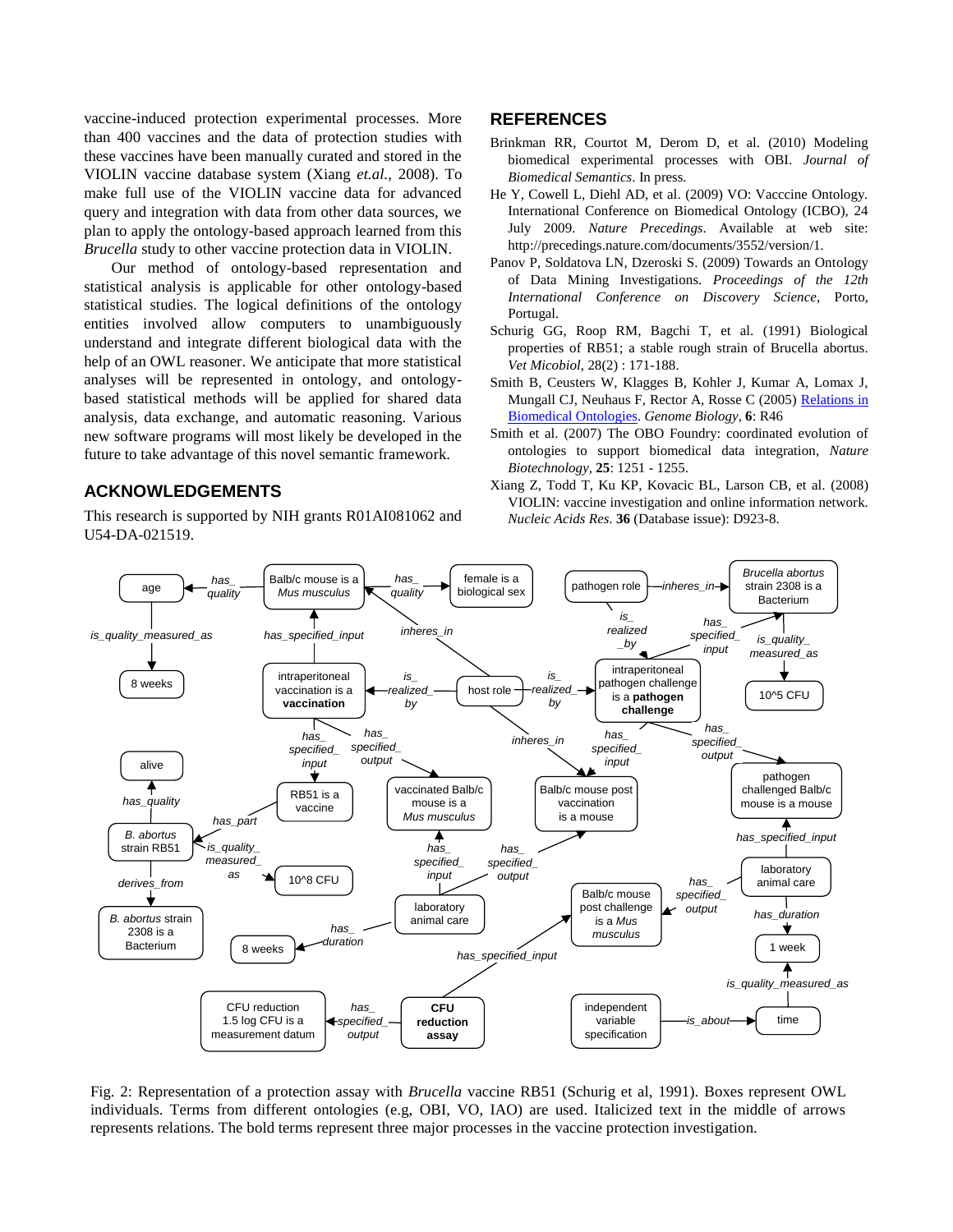vaccine-induced protection experimental processes. More than 400 vaccines and the data of protection studies with these vaccines have been manually curated and stored in the VIOLIN vaccine database system (Xiang *et.al.*, 2008). To make full use of the VIOLIN vaccine data for advanced query and integration with data from other data sources, we plan to apply the ontology-based approach learned from this *Brucella* study to other vaccine protection data in VIOLIN.

Our method of ontology-based representation and statistical analysis is applicable for other ontology-based statistical studies. The logical definitions of the ontology entities involved allow computers to unambiguously understand and integrate different biological data with the help of an OWL reasoner. We anticipate that more statistical analyses will be represented in ontology, and ontology-based statistical methods will be applied for shared data analysis, data exchange, and automatic reasoning. Various new software programs will most likely be developed in the future to take advantage of this novel semantic framework.

## ACKNOWLEDGEMENTS

This research is supported by NIH grants R01AI081062 and U54-DA-021519.

## REFERENCES

Brinkman RR, Courtot M, Derom D, et al. (2010) Modeling biomedical experimental processes with OBI. *Journal of Biomedical Semantics*. In press.

He Y, Cowell L, Diehl AD, et al. (2009) VO: Vacccine Ontology. International Conference on Biomedical Ontology (ICBO), 24 July 2009. *Nature Precedings*. Available at web site: http://precedings.nature.com/documents/3552/version/1.

Panov P, Soldatova LN, Dzeroski S. (2009) Towards an Ontology of Data Mining Investigations. *Proceedings of the 12th International Conference on Discovery Science*, Porto, Portugal.

Schurig GG, Roop RM, Bagchi T, et al. (1991) Biological properties of RB51; a stable rough strain of Brucella abortus. *Vet Micobiol*, 28(2) : 171-188.

Smith B, Ceusters W, Klagges B, Kohler J, Kumar A, Lomax J, Mungall CJ, Neuhaus F, Rector A, Rosse C (2005) Relations in Biomedical Ontologies. *Genome Biology*, **6**: R46

Smith et al. (2007) The OBO Foundry: coordinated evolution of ontologies to support biomedical data integration, *Nature Biotechnology*, **25**: 1251 - 1255.

Xiang Z, Todd T, Ku KP, Kovacic BL, Larson CB, et al. (2008) VIOLIN: vaccine investigation and online information network. *Nucleic Acids Res.* **36** (Database issue): D923-8.

age
has_quality
Balb/c mouse is a *Mus musculus*
has_quality
female is a biological sex
pathogen role
inheres_in
*Brucella abortus* strain 2308 is a Bacterium
is_quality_measured_as
has_specified_input
inheres_in
is_realized_by
has_specified_input
is_quality_measured_as
8 weeks
intraperitoneal vaccination is a **vaccination**
is_realized_by
host role
is_realized_by
intraperitoneal pathogen challenge is a **pathogen challenge**
10^5 CFU
has_specified_input
has_specified_output
inheres_in
has_specified_input
has_specified_output
alive
RB51 is a vaccine
vaccinated Balb/c mouse is a *Mus musculus*
Balb/c mouse post vaccination is a mouse
pathogen challenged Balb/c mouse is a mouse
has_quality
has_part
*B. abortus* strain RB51
is_quality_measured_as
10^8 CFU
has_specified_input
has_specified_output
has_specified_input
derives_from
laboratory animal care
Balb/c mouse post challenge is a *Mus musculus*
has_specified_output
laboratory animal care
*B. abortus* strain 2308 is a Bacterium
has_duration
8 weeks
has_specified_input
has_duration
1 week
is_quality_measured_as
CFU reduction 1.5 log CFU is a measurement datum
has_specified_output
**CFU reduction assay**
independent variable specification
is_about
time

Fig. 2: Representation of a protection assay with *Brucella* vaccine RB51 (Schurig et al, 1991). Boxes represent OWL individuals. Terms from different ontologies (e.g, OBI, VO, IAO) are used. Italicized text in the middle of arrows represents relations. The bold terms represent three major processes in the vaccine protection investigation.